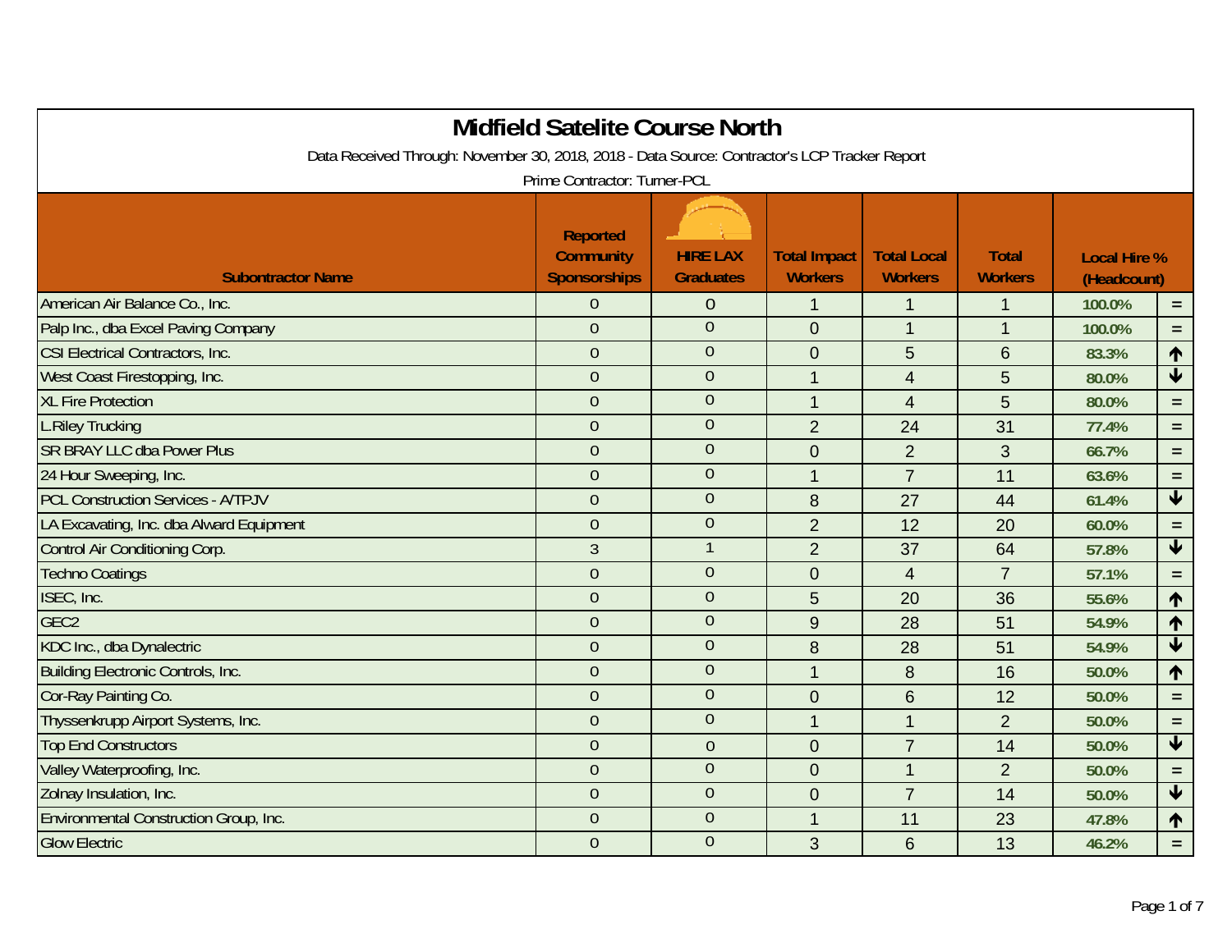# Midfield Satelite Course North

Data Received Through: November 30, 2018, 2018 - Data Source: Contractor's LCP Tracker Report

Prime Contractor: Turner-PCL

| Subontractor Name | Reported Community Sponsorships | HIRE LAX Graduates | Total Impact Workers | Total Local Workers | Total Workers | Local Hire % (Headcount) | |
|---|---|---|---|---|---|---|---|
| American Air Balance Co., Inc. | 0 | 0 | 1 | 1 | 1 | 100.0% | = |
| Palp Inc., dba Excel Paving Company | 0 | 0 | 0 | 1 | 1 | 100.0% | = |
| CSI Electrical Contractors, Inc. | 0 | 0 | 0 | 5 | 6 | 83.3% | ↑ |
| West Coast Firestopping, Inc. | 0 | 0 | 1 | 4 | 5 | 80.0% | ↓ |
| XL Fire Protection | 0 | 0 | 1 | 4 | 5 | 80.0% | = |
| L.Riley Trucking | 0 | 0 | 2 | 24 | 31 | 77.4% | = |
| SR BRAY LLC dba Power Plus | 0 | 0 | 0 | 2 | 3 | 66.7% | = |
| 24 Hour Sweeping, Inc. | 0 | 0 | 1 | 7 | 11 | 63.6% | = |
| PCL Construction Services - A/TPJV | 0 | 0 | 8 | 27 | 44 | 61.4% | ↓ |
| LA Excavating, Inc. dba Alward Equipment | 0 | 0 | 2 | 12 | 20 | 60.0% | = |
| Control Air Conditioning Corp. | 3 | 1 | 2 | 37 | 64 | 57.8% | ↓ |
| Techno Coatings | 0 | 0 | 0 | 4 | 7 | 57.1% | = |
| ISEC, Inc. | 0 | 0 | 5 | 20 | 36 | 55.6% | ↑ |
| GEC2 | 0 | 0 | 9 | 28 | 51 | 54.9% | ↑ |
| KDC Inc., dba Dynalectric | 0 | 0 | 8 | 28 | 51 | 54.9% | ↓ |
| Building Electronic Controls, Inc. | 0 | 0 | 1 | 8 | 16 | 50.0% | ↑ |
| Cor-Ray Painting Co. | 0 | 0 | 0 | 6 | 12 | 50.0% | = |
| Thyssenkrupp Airport Systems, Inc. | 0 | 0 | 1 | 1 | 2 | 50.0% | = |
| Top End Constructors | 0 | 0 | 0 | 7 | 14 | 50.0% | ↓ |
| Valley Waterproofing, Inc. | 0 | 0 | 0 | 1 | 2 | 50.0% | = |
| Zolnay Insulation, Inc. | 0 | 0 | 0 | 7 | 14 | 50.0% | ↓ |
| Environmental Construction Group, Inc. | 0 | 0 | 1 | 11 | 23 | 47.8% | ↑ |
| Glow Electric | 0 | 0 | 3 | 6 | 13 | 46.2% | = |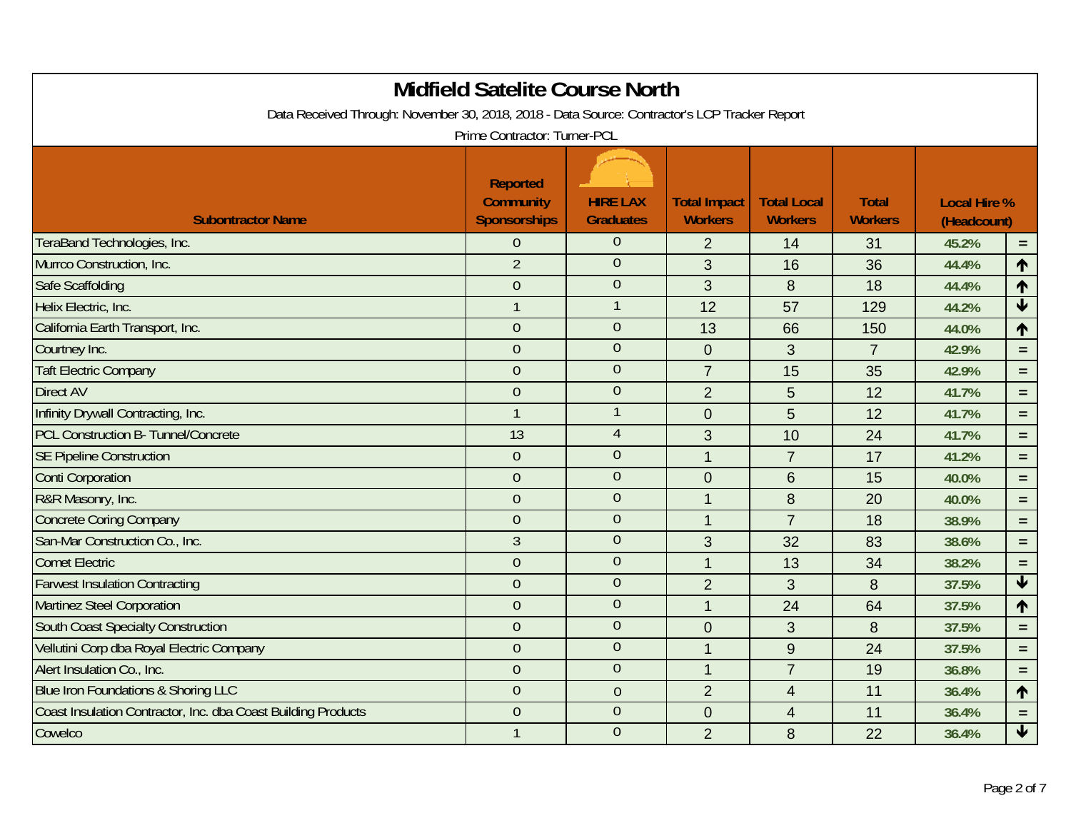# Midfield Satelite Course North

Data Received Through: November 30, 2018, 2018 - Data Source: Contractor's LCP Tracker Report

Prime Contractor: Turner-PCL

| Subontractor Name | Reported Community Sponsorships | HIRE LAX Graduates | Total Impact Workers | Total Local Workers | Total Workers | Local Hire % (Headcount) | |
|---|---|---|---|---|---|---|---|
| TeraBand Technologies, Inc. | 0 | 0 | 2 | 14 | 31 | 45.2% | = |
| Murrco Construction, Inc. | 2 | 0 | 3 | 16 | 36 | 44.4% | ↑ |
| Safe Scaffolding | 0 | 0 | 3 | 8 | 18 | 44.4% | ↑ |
| Helix Electric, Inc. | 1 | 1 | 12 | 57 | 129 | 44.2% | ↓ |
| California Earth Transport, Inc. | 0 | 0 | 13 | 66 | 150 | 44.0% | ↑ |
| Courtney Inc. | 0 | 0 | 0 | 3 | 7 | 42.9% | = |
| Taft Electric Company | 0 | 0 | 7 | 15 | 35 | 42.9% | = |
| Direct AV | 0 | 0 | 2 | 5 | 12 | 41.7% | = |
| Infinity Drywall Contracting, Inc. | 1 | 1 | 0 | 5 | 12 | 41.7% | = |
| PCL Construction B- Tunnel/Concrete | 13 | 4 | 3 | 10 | 24 | 41.7% | = |
| SE Pipeline Construction | 0 | 0 | 1 | 7 | 17 | 41.2% | = |
| Conti Corporation | 0 | 0 | 0 | 6 | 15 | 40.0% | = |
| R&R Masonry, Inc. | 0 | 0 | 1 | 8 | 20 | 40.0% | = |
| Concrete Coring Company | 0 | 0 | 1 | 7 | 18 | 38.9% | = |
| San-Mar Construction Co., Inc. | 3 | 0 | 3 | 32 | 83 | 38.6% | = |
| Comet Electric | 0 | 0 | 1 | 13 | 34 | 38.2% | = |
| Farwest Insulation Contracting | 0 | 0 | 2 | 3 | 8 | 37.5% | ↓ |
| Martinez Steel Corporation | 0 | 0 | 1 | 24 | 64 | 37.5% | ↑ |
| South Coast Specialty Construction | 0 | 0 | 0 | 3 | 8 | 37.5% | = |
| Vellutini Corp dba Royal Electric Company | 0 | 0 | 1 | 9 | 24 | 37.5% | = |
| Alert Insulation Co., Inc. | 0 | 0 | 1 | 7 | 19 | 36.8% | = |
| Blue Iron Foundations & Shoring LLC | 0 | 0 | 2 | 4 | 11 | 36.4% | ↑ |
| Coast Insulation Contractor, Inc. dba Coast Building Products | 0 | 0 | 0 | 4 | 11 | 36.4% | = |
| Cowelco | 1 | 0 | 2 | 8 | 22 | 36.4% | ↓ |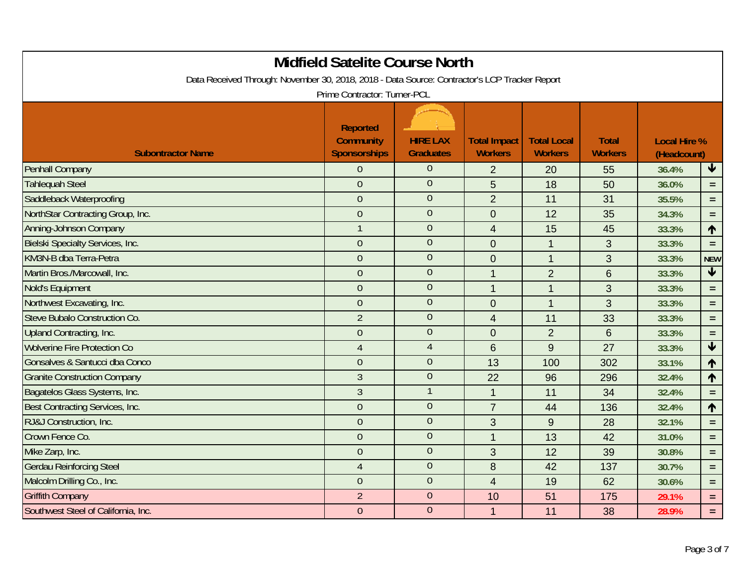# Midfield Satelite Course North

Data Received Through: November 30, 2018, 2018 - Data Source: Contractor's LCP Tracker Report

Prime Contractor: Turner-PCL

| Subontractor Name | Reported Community Sponsorships | HIRE LAX Graduates | Total Impact Workers | Total Local Workers | Total Workers | Local Hire % (Headcount) | |
|---|---|---|---|---|---|---|---|
| Penhall Company | 0 | 0 | 2 | 20 | 55 | 36.4% | ↓ |
| Tahlequah Steel | 0 | 0 | 5 | 18 | 50 | 36.0% | = |
| Saddleback Waterproofing | 0 | 0 | 2 | 11 | 31 | 35.5% | = |
| NorthStar Contracting Group, Inc. | 0 | 0 | 0 | 12 | 35 | 34.3% | = |
| Anning-Johnson Company | 1 | 0 | 4 | 15 | 45 | 33.3% | ↑ |
| Bielski Specialty Services, Inc. | 0 | 0 | 0 | 1 | 3 | 33.3% | = |
| KM3N-B dba Terra-Petra | 0 | 0 | 0 | 1 | 3 | 33.3% | NEW |
| Martin Bros./Marcowall, Inc. | 0 | 0 | 1 | 2 | 6 | 33.3% | ↓ |
| Nold's Equipment | 0 | 0 | 1 | 1 | 3 | 33.3% | = |
| Northwest Excavating, Inc. | 0 | 0 | 0 | 1 | 3 | 33.3% | = |
| Steve Bubalo Construction Co. | 2 | 0 | 4 | 11 | 33 | 33.3% | = |
| Upland Contracting, Inc. | 0 | 0 | 0 | 2 | 6 | 33.3% | = |
| Wolverine Fire Protection Co | 4 | 4 | 6 | 9 | 27 | 33.3% | ↓ |
| Gonsalves & Santucci dba Conco | 0 | 0 | 13 | 100 | 302 | 33.1% | ↑ |
| Granite Construction Company | 3 | 0 | 22 | 96 | 296 | 32.4% | ↑ |
| Bagatelos Glass Systems, Inc. | 3 | 1 | 1 | 11 | 34 | 32.4% | = |
| Best Contracting Services, Inc. | 0 | 0 | 7 | 44 | 136 | 32.4% | ↑ |
| RJ&J Construction, Inc. | 0 | 0 | 3 | 9 | 28 | 32.1% | = |
| Crown Fence Co. | 0 | 0 | 1 | 13 | 42 | 31.0% | = |
| Mike Zarp, Inc. | 0 | 0 | 3 | 12 | 39 | 30.8% | = |
| Gerdau Reinforcing Steel | 4 | 0 | 8 | 42 | 137 | 30.7% | = |
| Malcolm Drilling Co., Inc. | 0 | 0 | 4 | 19 | 62 | 30.6% | = |
| Griffith Company | 2 | 0 | 10 | 51 | 175 | 29.1% | = |
| Southwest Steel of California, Inc. | 0 | 0 | 1 | 11 | 38 | 28.9% | = |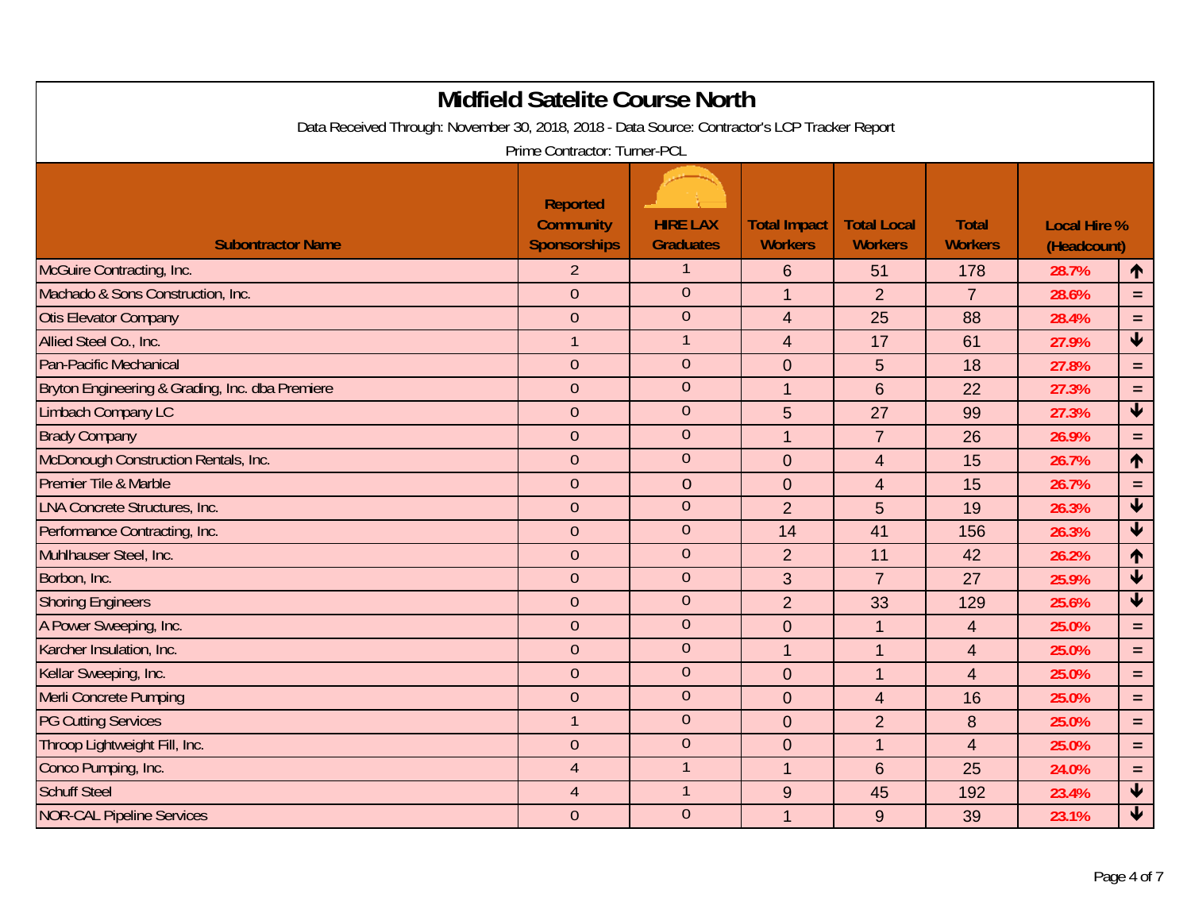# Midfield Satelite Course North

Data Received Through: November 30, 2018, 2018 - Data Source: Contractor's LCP Tracker Report

Prime Contractor: Turner-PCL

| Subontractor Name | Reported Community Sponsorships | HIRE LAX Graduates | Total Impact Workers | Total Local Workers | Total Workers | Local Hire % (Headcount) | |
|---|---|---|---|---|---|---|---|
| McGuire Contracting, Inc. | 2 | 1 | 6 | 51 | 178 | 28.7% | ↑ |
| Machado & Sons Construction, Inc. | 0 | 0 | 1 | 2 | 7 | 28.6% | = |
| Otis Elevator Company | 0 | 0 | 4 | 25 | 88 | 28.4% | = |
| Allied Steel Co., Inc. | 1 | 1 | 4 | 17 | 61 | 27.9% | ↓ |
| Pan-Pacific Mechanical | 0 | 0 | 0 | 5 | 18 | 27.8% | = |
| Bryton Engineering & Grading, Inc. dba Premiere | 0 | 0 | 1 | 6 | 22 | 27.3% | = |
| Limbach Company LC | 0 | 0 | 5 | 27 | 99 | 27.3% | ↓ |
| Brady Company | 0 | 0 | 1 | 7 | 26 | 26.9% | = |
| McDonough Construction Rentals, Inc. | 0 | 0 | 0 | 4 | 15 | 26.7% | ↑ |
| Premier Tile & Marble | 0 | 0 | 0 | 4 | 15 | 26.7% | = |
| LNA Concrete Structures, Inc. | 0 | 0 | 2 | 5 | 19 | 26.3% | ↓ |
| Performance Contracting, Inc. | 0 | 0 | 14 | 41 | 156 | 26.3% | ↓ |
| Muhlhauser Steel, Inc. | 0 | 0 | 2 | 11 | 42 | 26.2% | ↑ |
| Borbon, Inc. | 0 | 0 | 3 | 7 | 27 | 25.9% | ↓ |
| Shoring Engineers | 0 | 0 | 2 | 33 | 129 | 25.6% | ↓ |
| A Power Sweeping, Inc. | 0 | 0 | 0 | 1 | 4 | 25.0% | = |
| Karcher Insulation, Inc. | 0 | 0 | 1 | 1 | 4 | 25.0% | = |
| Kellar Sweeping, Inc. | 0 | 0 | 0 | 1 | 4 | 25.0% | = |
| Merli Concrete Pumping | 0 | 0 | 0 | 4 | 16 | 25.0% | = |
| PG Cutting Services | 1 | 0 | 0 | 2 | 8 | 25.0% | = |
| Throop Lightweight Fill, Inc. | 0 | 0 | 0 | 1 | 4 | 25.0% | = |
| Conco Pumping, Inc. | 4 | 1 | 1 | 6 | 25 | 24.0% | = |
| Schuff Steel | 4 | 1 | 9 | 45 | 192 | 23.4% | ↓ |
| NOR-CAL Pipeline Services | 0 | 0 | 1 | 9 | 39 | 23.1% | ↓ |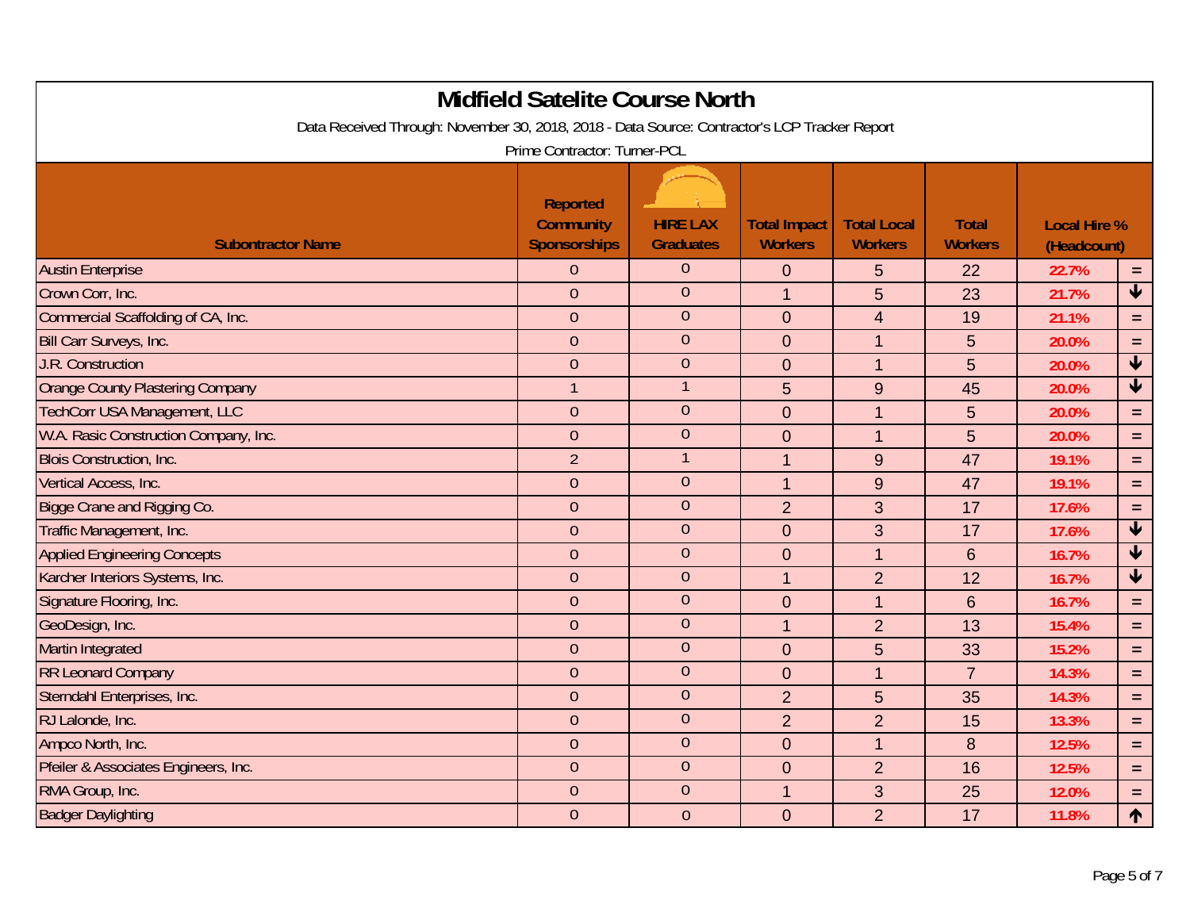# Midfield Satelite Course North

Data Received Through: November 30, 2018, 2018 - Data Source: Contractor's LCP Tracker Report

Prime Contractor: Turner-PCL

| Subontractor Name | Reported Community Sponsorships | HIRE LAX Graduates | Total Impact Workers | Total Local Workers | Total Workers | Local Hire % (Headcount) | |
|---|---|---|---|---|---|---|---|
| Austin Enterprise | 0 | 0 | 0 | 5 | 22 | 22.7% | = |
| Crown Corr, Inc. | 0 | 0 | 1 | 5 | 23 | 21.7% | ↓ |
| Commercial Scaffolding of CA, Inc. | 0 | 0 | 0 | 4 | 19 | 21.1% | = |
| Bill Carr Surveys, Inc. | 0 | 0 | 0 | 1 | 5 | 20.0% | = |
| J.R. Construction | 0 | 0 | 0 | 1 | 5 | 20.0% | ↓ |
| Orange County Plastering Company | 1 | 1 | 5 | 9 | 45 | 20.0% | ↓ |
| TechCorr USA Management, LLC | 0 | 0 | 0 | 1 | 5 | 20.0% | = |
| W.A. Rasic Construction Company, Inc. | 0 | 0 | 0 | 1 | 5 | 20.0% | = |
| Blois Construction, Inc. | 2 | 1 | 1 | 9 | 47 | 19.1% | = |
| Vertical Access, Inc. | 0 | 0 | 1 | 9 | 47 | 19.1% | = |
| Bigge Crane and Rigging Co. | 0 | 0 | 2 | 3 | 17 | 17.6% | = |
| Traffic Management, Inc. | 0 | 0 | 0 | 3 | 17 | 17.6% | ↓ |
| Applied Engineering Concepts | 0 | 0 | 0 | 1 | 6 | 16.7% | ↓ |
| Karcher Interiors Systems, Inc. | 0 | 0 | 1 | 2 | 12 | 16.7% | ↓ |
| Signature Flooring, Inc. | 0 | 0 | 0 | 1 | 6 | 16.7% | = |
| GeoDesign, Inc. | 0 | 0 | 1 | 2 | 13 | 15.4% | = |
| Martin Integrated | 0 | 0 | 0 | 5 | 33 | 15.2% | = |
| RR Leonard Company | 0 | 0 | 0 | 1 | 7 | 14.3% | = |
| Sterndahl Enterprises, Inc. | 0 | 0 | 2 | 5 | 35 | 14.3% | = |
| RJ Lalonde, Inc. | 0 | 0 | 2 | 2 | 15 | 13.3% | = |
| Ampco North, Inc. | 0 | 0 | 0 | 1 | 8 | 12.5% | = |
| Pfeiler & Associates Engineers, Inc. | 0 | 0 | 0 | 2 | 16 | 12.5% | = |
| RMA Group, Inc. | 0 | 0 | 1 | 3 | 25 | 12.0% | = |
| Badger Daylighting | 0 | 0 | 0 | 2 | 17 | 11.8% | ↑ |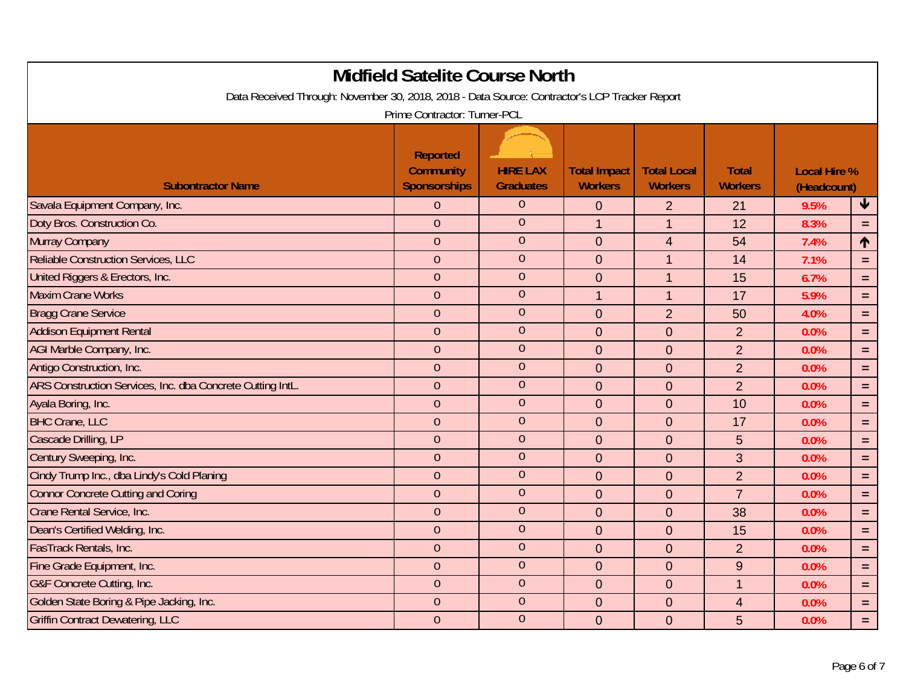# Midfield Satelite Course North

Data Received Through: November 30, 2018, 2018 - Data Source: Contractor's LCP Tracker Report

Prime Contractor: Turner-PCL

| Subontractor Name | Reported Community Sponsorships | HIRE LAX Graduates | Total Impact Workers | Total Local Workers | Total Workers | Local Hire % (Headcount) | |
|---|---|---|---|---|---|---|---|
| Savala Equipment Company, Inc. | 0 | 0 | 0 | 2 | 21 | 9.5% | ↓ |
| Doty Bros. Construction Co. | 0 | 0 | 1 | 1 | 12 | 8.3% | = |
| Murray Company | 0 | 0 | 0 | 4 | 54 | 7.4% | ↑ |
| Reliable Construction Services, LLC | 0 | 0 | 0 | 1 | 14 | 7.1% | = |
| United Riggers & Erectors, Inc. | 0 | 0 | 0 | 1 | 15 | 6.7% | = |
| Maxim Crane Works | 0 | 0 | 1 | 1 | 17 | 5.9% | = |
| Bragg Crane Service | 0 | 0 | 0 | 2 | 50 | 4.0% | = |
| Addison Equipment Rental | 0 | 0 | 0 | 0 | 2 | 0.0% | = |
| AGI Marble Company, Inc. | 0 | 0 | 0 | 0 | 2 | 0.0% | = |
| Antigo Construction, Inc. | 0 | 0 | 0 | 0 | 2 | 0.0% | = |
| ARS Construction Services, Inc. dba Concrete Cutting IntL. | 0 | 0 | 0 | 0 | 2 | 0.0% | = |
| Ayala Boring, Inc. | 0 | 0 | 0 | 0 | 10 | 0.0% | = |
| BHC Crane, LLC | 0 | 0 | 0 | 0 | 17 | 0.0% | = |
| Cascade Drilling, LP | 0 | 0 | 0 | 0 | 5 | 0.0% | = |
| Century Sweeping, Inc. | 0 | 0 | 0 | 0 | 3 | 0.0% | = |
| Cindy Trump Inc., dba Lindy's Cold Planing | 0 | 0 | 0 | 0 | 2 | 0.0% | = |
| Connor Concrete Cutting and Coring | 0 | 0 | 0 | 0 | 7 | 0.0% | = |
| Crane Rental Service, Inc. | 0 | 0 | 0 | 0 | 38 | 0.0% | = |
| Dean's Certified Welding, Inc. | 0 | 0 | 0 | 0 | 15 | 0.0% | = |
| FasTrack Rentals, Inc. | 0 | 0 | 0 | 0 | 2 | 0.0% | = |
| Fine Grade Equipment, Inc. | 0 | 0 | 0 | 0 | 9 | 0.0% | = |
| G&F Concrete Cutting, Inc. | 0 | 0 | 0 | 0 | 1 | 0.0% | = |
| Golden State Boring & Pipe Jacking, Inc. | 0 | 0 | 0 | 0 | 4 | 0.0% | = |
| Griffin Contract Dewatering, LLC | 0 | 0 | 0 | 0 | 5 | 0.0% | = |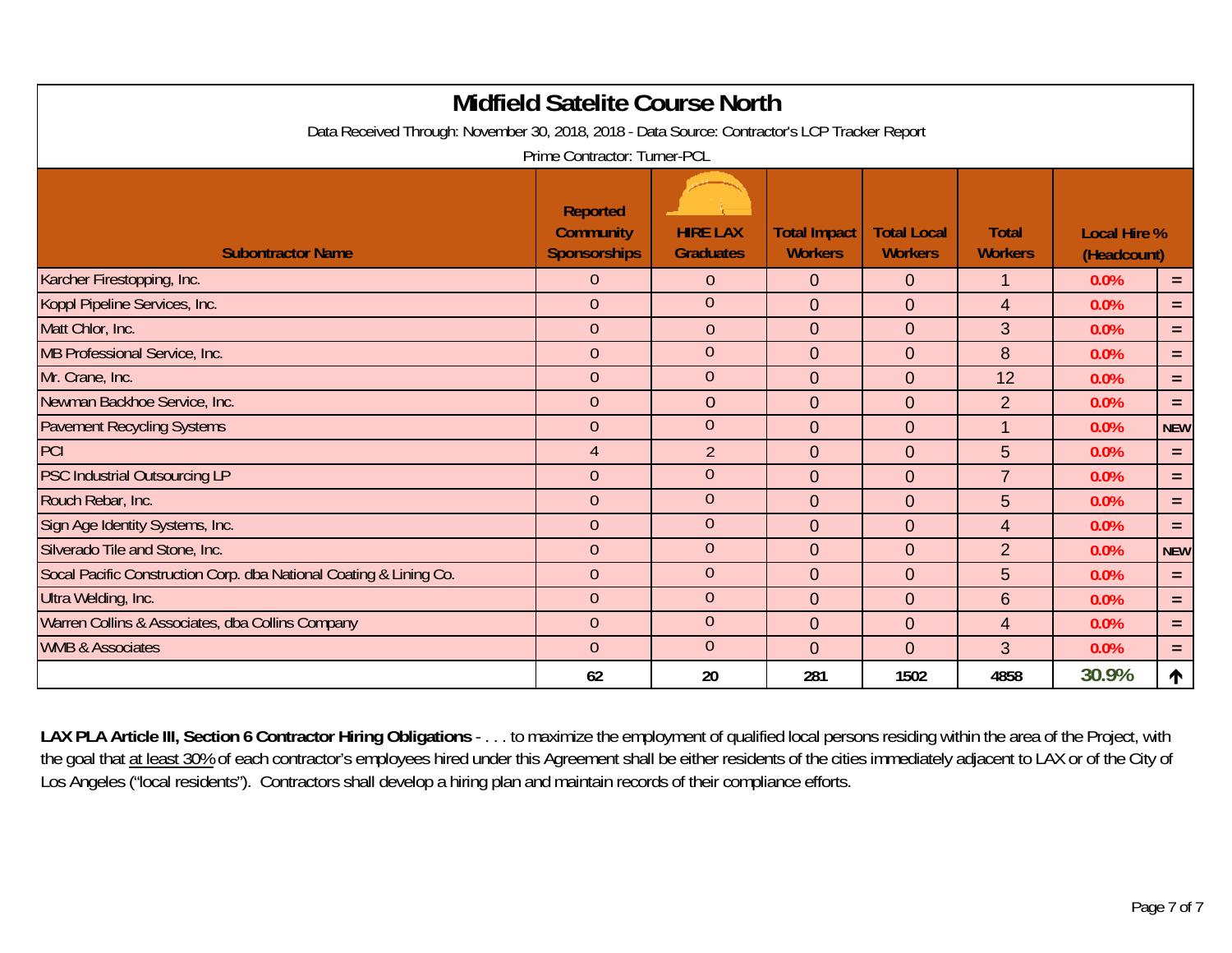# Midfield Satelite Course North

Data Received Through: November 30, 2018, 2018 - Data Source: Contractor's LCP Tracker Report

Prime Contractor: Turner-PCL

| Subontractor Name | Reported Community Sponsorships | HIRE LAX Graduates | Total Impact Workers | Total Local Workers | Total Workers | Local Hire % (Headcount) | |
|---|---|---|---|---|---|---|---|
| Karcher Firestopping, Inc. | 0 | 0 | 0 | 0 | 1 | 0.0% | = |
| Koppl Pipeline Services, Inc. | 0 | 0 | 0 | 0 | 4 | 0.0% | = |
| Matt Chlor, Inc. | 0 | 0 | 0 | 0 | 3 | 0.0% | = |
| MB Professional Service, Inc. | 0 | 0 | 0 | 0 | 8 | 0.0% | = |
| Mr. Crane, Inc. | 0 | 0 | 0 | 0 | 12 | 0.0% | = |
| Newman Backhoe Service, Inc. | 0 | 0 | 0 | 0 | 2 | 0.0% | = |
| Pavement Recycling Systems | 0 | 0 | 0 | 0 | 1 | 0.0% | NEW |
| PCI | 4 | 2 | 0 | 0 | 5 | 0.0% | = |
| PSC Industrial Outsourcing LP | 0 | 0 | 0 | 0 | 7 | 0.0% | = |
| Rouch Rebar, Inc. | 0 | 0 | 0 | 0 | 5 | 0.0% | = |
| Sign Age Identity Systems, Inc. | 0 | 0 | 0 | 0 | 4 | 0.0% | = |
| Silverado Tile and Stone, Inc. | 0 | 0 | 0 | 0 | 2 | 0.0% | NEW |
| Socal Pacific Construction Corp. dba National Coating & Lining Co. | 0 | 0 | 0 | 0 | 5 | 0.0% | = |
| Ultra Welding, Inc. | 0 | 0 | 0 | 0 | 6 | 0.0% | = |
| Warren Collins & Associates, dba Collins Company | 0 | 0 | 0 | 0 | 4 | 0.0% | = |
| WMB & Associates | 0 | 0 | 0 | 0 | 3 | 0.0% | = |
| | 62 | 20 | 281 | 1502 | 4858 | 30.9% | ↑ |

**LAX PLA Article III, Section 6 Contractor Hiring Obligations** - . . . to maximize the employment of qualified local persons residing within the area of the Project, with the goal that at least 30% of each contractor's employees hired under this Agreement shall be either residents of the cities immediately adjacent to LAX or of the City of Los Angeles ("local residents"). Contractors shall develop a hiring plan and maintain records of their compliance efforts.